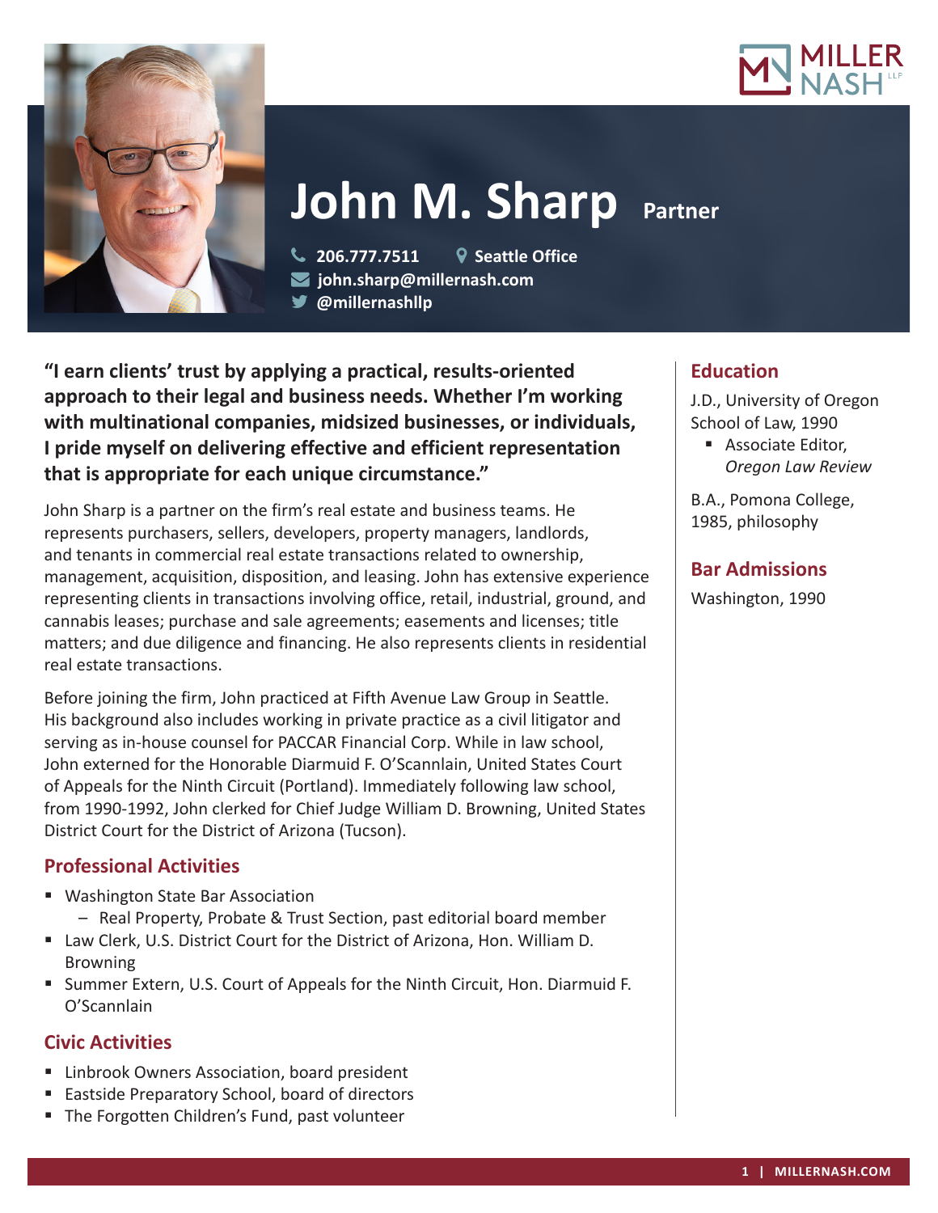# John M. Sharp Partner

206.777.7511 | Seattle Office
john.sharp@millernash.com
@millernashllp

**"I earn clients' trust by applying a practical, results-oriented approach to their legal and business needs. Whether I'm working with multinational companies, midsized businesses, or individuals, I pride myself on delivering effective and efficient representation that is appropriate for each unique circumstance."**

John Sharp is a partner on the firm's real estate and business teams. He represents purchasers, sellers, developers, property managers, landlords, and tenants in commercial real estate transactions related to ownership, management, acquisition, disposition, and leasing. John has extensive experience representing clients in transactions involving office, retail, industrial, ground, and cannabis leases; purchase and sale agreements; easements and licenses; title matters; and due diligence and financing. He also represents clients in residential real estate transactions.

Before joining the firm, John practiced at Fifth Avenue Law Group in Seattle. His background also includes working in private practice as a civil litigator and serving as in-house counsel for PACCAR Financial Corp. While in law school, John externed for the Honorable Diarmuid F. O'Scannlain, United States Court of Appeals for the Ninth Circuit (Portland). Immediately following law school, from 1990-1992, John clerked for Chief Judge William D. Browning, United States District Court for the District of Arizona (Tucson).

## Professional Activities

- Washington State Bar Association
  - Real Property, Probate & Trust Section, past editorial board member
- Law Clerk, U.S. District Court for the District of Arizona, Hon. William D. Browning
- Summer Extern, U.S. Court of Appeals for the Ninth Circuit, Hon. Diarmuid F. O'Scannlain

## Civic Activities

- Linbrook Owners Association, board president
- Eastside Preparatory School, board of directors
- The Forgotten Children's Fund, past volunteer

## Education

J.D., University of Oregon School of Law, 1990

- Associate Editor, *Oregon Law Review*

B.A., Pomona College, 1985, philosophy

## Bar Admissions

Washington, 1990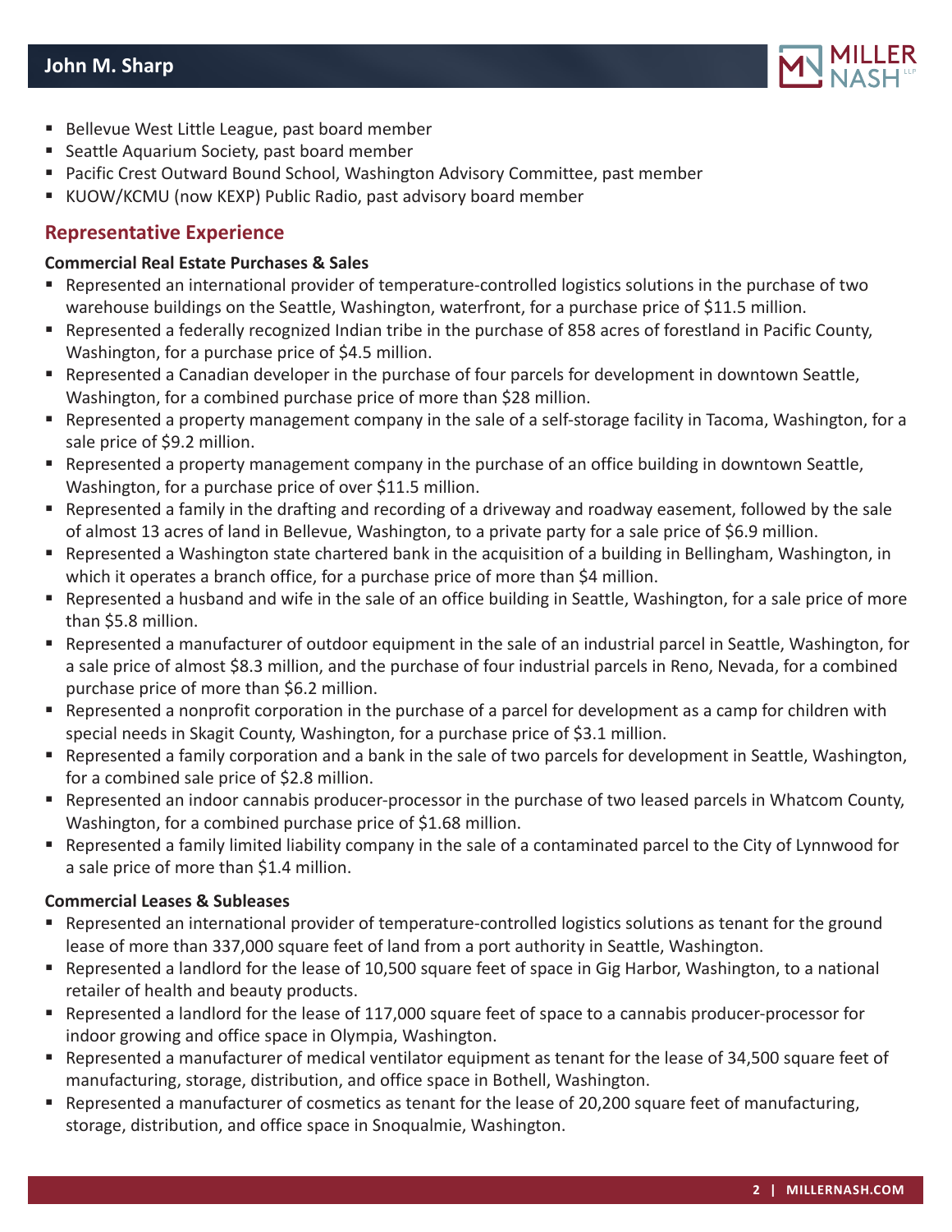- Bellevue West Little League, past board member
- Seattle Aquarium Society, past board member
- Pacific Crest Outward Bound School, Washington Advisory Committee, past member
- KUOW/KCMU (now KEXP) Public Radio, past advisory board member

## Representative Experience

**Commercial Real Estate Purchases & Sales**

- Represented an international provider of temperature-controlled logistics solutions in the purchase of two warehouse buildings on the Seattle, Washington, waterfront, for a purchase price of $11.5 million.
- Represented a federally recognized Indian tribe in the purchase of 858 acres of forestland in Pacific County, Washington, for a purchase price of $4.5 million.
- Represented a Canadian developer in the purchase of four parcels for development in downtown Seattle, Washington, for a combined purchase price of more than $28 million.
- Represented a property management company in the sale of a self-storage facility in Tacoma, Washington, for a sale price of $9.2 million.
- Represented a property management company in the purchase of an office building in downtown Seattle, Washington, for a purchase price of over $11.5 million.
- Represented a family in the drafting and recording of a driveway and roadway easement, followed by the sale of almost 13 acres of land in Bellevue, Washington, to a private party for a sale price of $6.9 million.
- Represented a Washington state chartered bank in the acquisition of a building in Bellingham, Washington, in which it operates a branch office, for a purchase price of more than $4 million.
- Represented a husband and wife in the sale of an office building in Seattle, Washington, for a sale price of more than $5.8 million.
- Represented a manufacturer of outdoor equipment in the sale of an industrial parcel in Seattle, Washington, for a sale price of almost $8.3 million, and the purchase of four industrial parcels in Reno, Nevada, for a combined purchase price of more than $6.2 million.
- Represented a nonprofit corporation in the purchase of a parcel for development as a camp for children with special needs in Skagit County, Washington, for a purchase price of $3.1 million.
- Represented a family corporation and a bank in the sale of two parcels for development in Seattle, Washington, for a combined sale price of $2.8 million.
- Represented an indoor cannabis producer-processor in the purchase of two leased parcels in Whatcom County, Washington, for a combined purchase price of $1.68 million.
- Represented a family limited liability company in the sale of a contaminated parcel to the City of Lynnwood for a sale price of more than $1.4 million.

**Commercial Leases & Subleases**

- Represented an international provider of temperature-controlled logistics solutions as tenant for the ground lease of more than 337,000 square feet of land from a port authority in Seattle, Washington.
- Represented a landlord for the lease of 10,500 square feet of space in Gig Harbor, Washington, to a national retailer of health and beauty products.
- Represented a landlord for the lease of 117,000 square feet of space to a cannabis producer-processor for indoor growing and office space in Olympia, Washington.
- Represented a manufacturer of medical ventilator equipment as tenant for the lease of 34,500 square feet of manufacturing, storage, distribution, and office space in Bothell, Washington.
- Represented a manufacturer of cosmetics as tenant for the lease of 20,200 square feet of manufacturing, storage, distribution, and office space in Snoqualmie, Washington.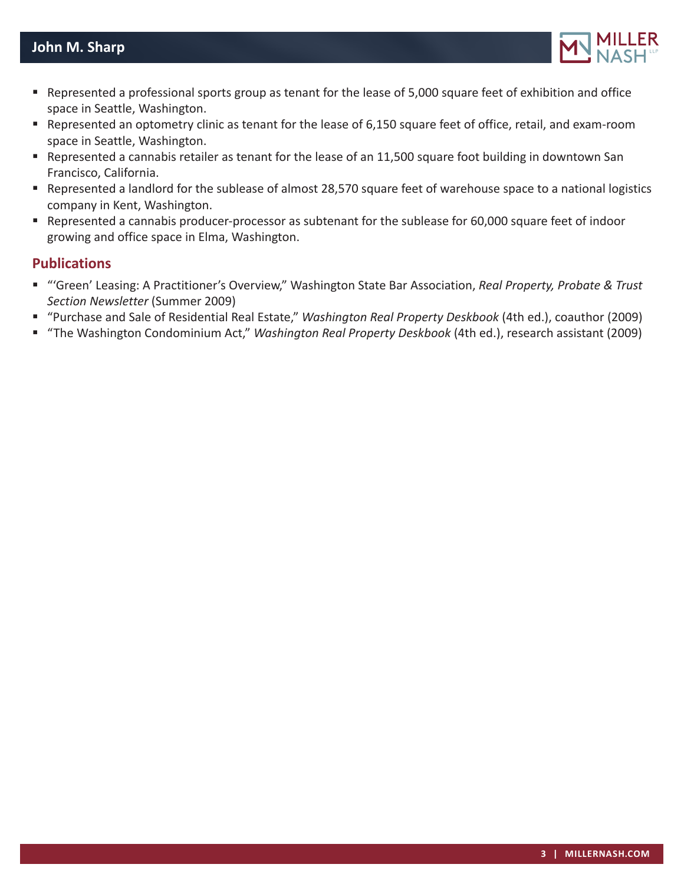- Represented a professional sports group as tenant for the lease of 5,000 square feet of exhibition and office space in Seattle, Washington.
- Represented an optometry clinic as tenant for the lease of 6,150 square feet of office, retail, and exam-room space in Seattle, Washington.
- Represented a cannabis retailer as tenant for the lease of an 11,500 square foot building in downtown San Francisco, California.
- Represented a landlord for the sublease of almost 28,570 square feet of warehouse space to a national logistics company in Kent, Washington.
- Represented a cannabis producer-processor as subtenant for the sublease for 60,000 square feet of indoor growing and office space in Elma, Washington.

## Publications

- "'Green' Leasing: A Practitioner's Overview," Washington State Bar Association, *Real Property, Probate & Trust Section Newsletter* (Summer 2009)
- "Purchase and Sale of Residential Real Estate," *Washington Real Property Deskbook* (4th ed.), coauthor (2009)
- "The Washington Condominium Act," *Washington Real Property Deskbook* (4th ed.), research assistant (2009)